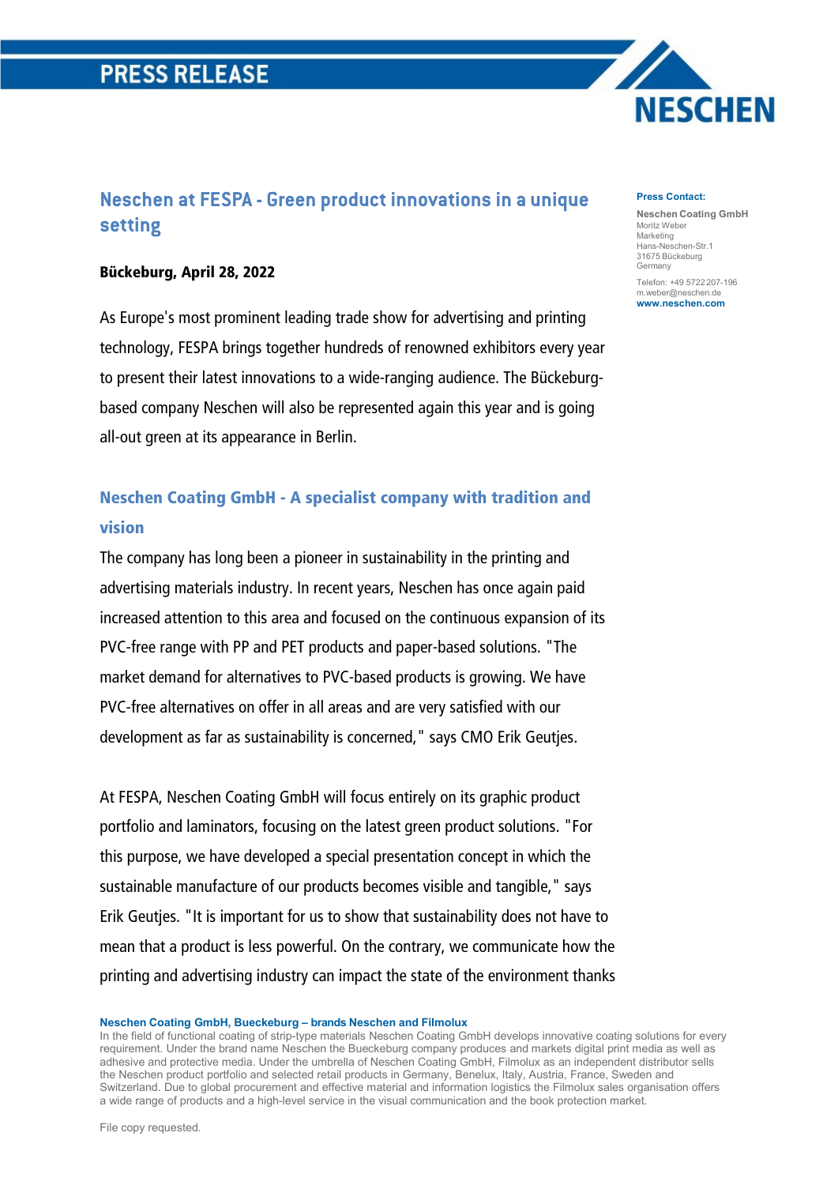# PRESS RELEASE

**NESCHEN**

## Neschen at FESPA - Green product innovations in a unique setting

**Bückeburg, April 28, 2022**

As Europe's most prominent leading trade show for advertising and printing technology, FESPA brings together hundreds of renowned exhibitors every year to present their latest innovations to a wide-ranging audience. The Bückeburg-based company Neschen will also be represented again this year and is going all-out green at its appearance in Berlin.

### Neschen Coating GmbH - A specialist company with tradition and vision

The company has long been a pioneer in sustainability in the printing and advertising materials industry. In recent years, Neschen has once again paid increased attention to this area and focused on the continuous expansion of its PVC-free range with PP and PET products and paper-based solutions. "The market demand for alternatives to PVC-based products is growing. We have PVC-free alternatives on offer in all areas and are very satisfied with our development as far as sustainability is concerned," says CMO Erik Geutjes.

At FESPA, Neschen Coating GmbH will focus entirely on its graphic product portfolio and laminators, focusing on the latest green product solutions. "For this purpose, we have developed a special presentation concept in which the sustainable manufacture of our products becomes visible and tangible," says Erik Geutjes. "It is important for us to show that sustainability does not have to mean that a product is less powerful. On the contrary, we communicate how the printing and advertising industry can impact the state of the environment thanks

**Press Contact:**

**Neschen Coating GmbH**
Moritz Weber
Marketing
Hans-Neschen-Str.1
31675 Bückeburg
Germany

Telefon: +49 5722 207-196
m.weber@neschen.de
**www.neschen.com**

**Neschen Coating GmbH, Bueckeburg – brands Neschen and Filmolux**
In the field of functional coating of strip-type materials Neschen Coating GmbH develops innovative coating solutions for every requirement. Under the brand name Neschen the Bueckeburg company produces and markets digital print media as well as adhesive and protective media. Under the umbrella of Neschen Coating GmbH, Filmolux as an independent distributor sells the Neschen product portfolio and selected retail products in Germany, Benelux, Italy, Austria, France, Sweden and Switzerland. Due to global procurement and effective material and information logistics the Filmolux sales organisation offers a wide range of products and a high-level service in the visual communication and the book protection market.

File copy requested.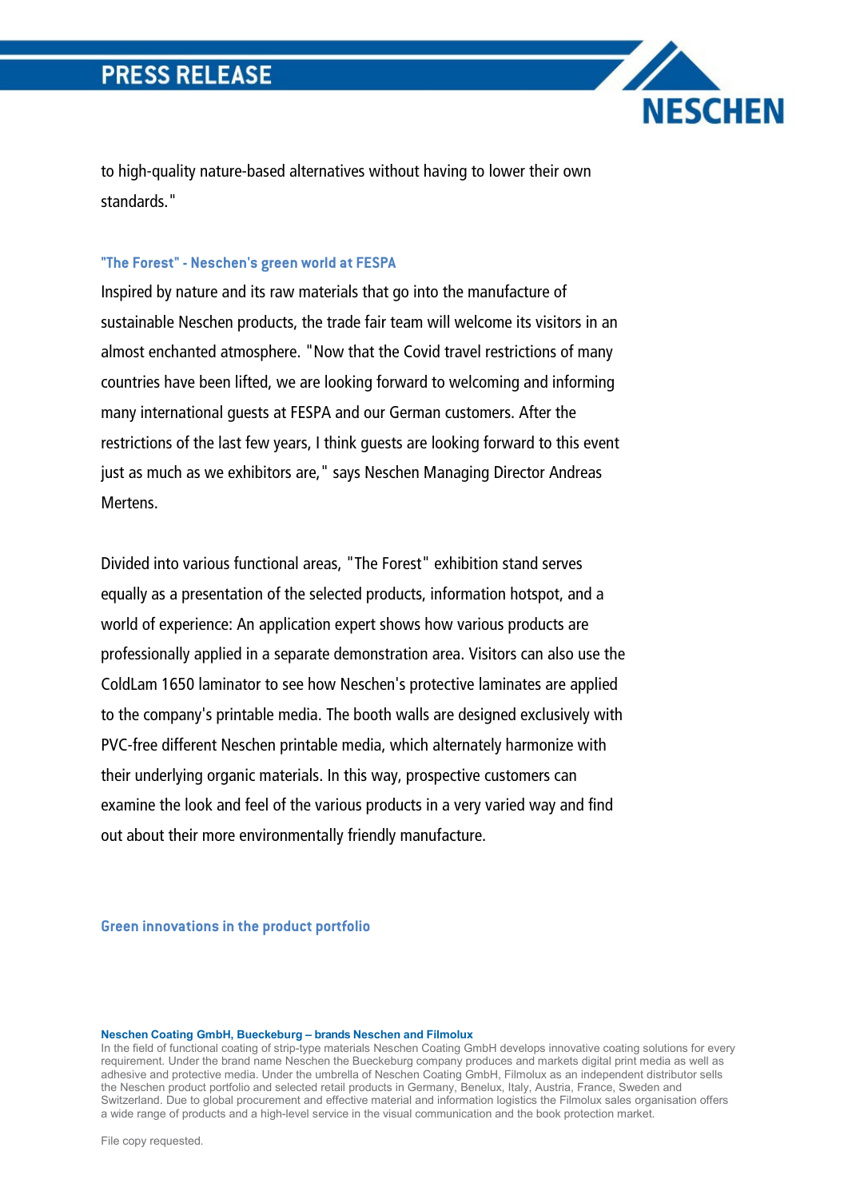to high-quality nature-based alternatives without having to lower their own standards."

### "The Forest" - Neschen's green world at FESPA

Inspired by nature and its raw materials that go into the manufacture of sustainable Neschen products, the trade fair team will welcome its visitors in an almost enchanted atmosphere. "Now that the Covid travel restrictions of many countries have been lifted, we are looking forward to welcoming and informing many international guests at FESPA and our German customers. After the restrictions of the last few years, I think guests are looking forward to this event just as much as we exhibitors are," says Neschen Managing Director Andreas Mertens.

Divided into various functional areas, "The Forest" exhibition stand serves equally as a presentation of the selected products, information hotspot, and a world of experience: An application expert shows how various products are professionally applied in a separate demonstration area. Visitors can also use the ColdLam 1650 laminator to see how Neschen's protective laminates are applied to the company's printable media. The booth walls are designed exclusively with PVC-free different Neschen printable media, which alternately harmonize with their underlying organic materials. In this way, prospective customers can examine the look and feel of the various products in a very varied way and find out about their more environmentally friendly manufacture.

### Green innovations in the product portfolio

**Neschen Coating GmbH, Bueckeburg – brands Neschen and Filmolux**

In the field of functional coating of strip-type materials Neschen Coating GmbH develops innovative coating solutions for every requirement. Under the brand name Neschen the Bueckeburg company produces and markets digital print media as well as adhesive and protective media. Under the umbrella of Neschen Coating GmbH, Filmolux as an independent distributor sells the Neschen product portfolio and selected retail products in Germany, Benelux, Italy, Austria, France, Sweden and Switzerland. Due to global procurement and effective material and information logistics the Filmolux sales organisation offers a wide range of products and a high-level service in the visual communication and the book protection market.

File copy requested.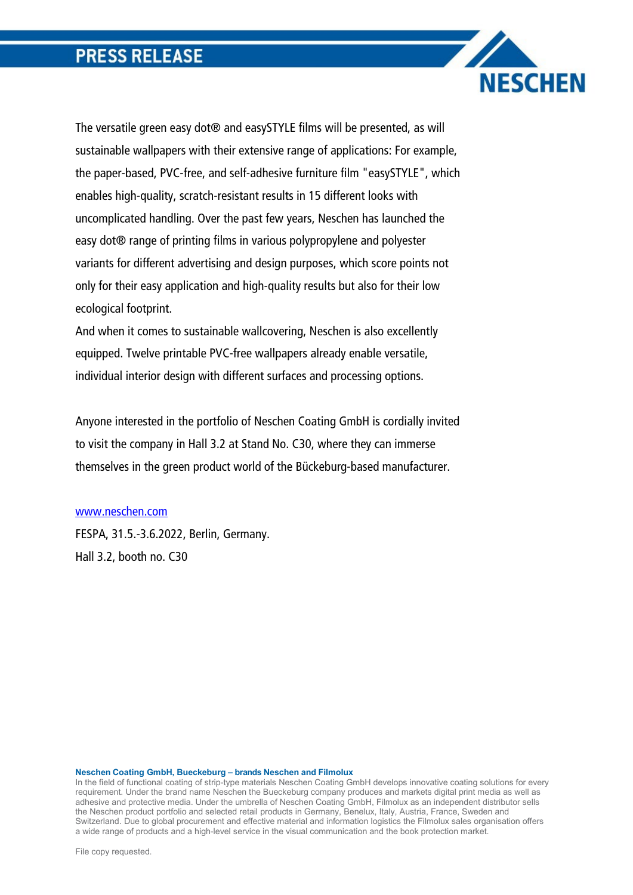The versatile green easy dot® and easySTYLE films will be presented, as will sustainable wallpapers with their extensive range of applications: For example, the paper-based, PVC-free, and self-adhesive furniture film "easySTYLE", which enables high-quality, scratch-resistant results in 15 different looks with uncomplicated handling. Over the past few years, Neschen has launched the easy dot® range of printing films in various polypropylene and polyester variants for different advertising and design purposes, which score points not only for their easy application and high-quality results but also for their low ecological footprint.
And when it comes to sustainable wallcovering, Neschen is also excellently equipped. Twelve printable PVC-free wallpapers already enable versatile, individual interior design with different surfaces and processing options.

Anyone interested in the portfolio of Neschen Coating GmbH is cordially invited to visit the company in Hall 3.2 at Stand No. C30, where they can immerse themselves in the green product world of the Bückeburg-based manufacturer.

[www.neschen.com](http://www.neschen.com)
FESPA, 31.5.-3.6.2022, Berlin, Germany.
Hall 3.2, booth no. C30

**Neschen Coating GmbH, Bueckeburg – brands Neschen and Filmolux**
In the field of functional coating of strip-type materials Neschen Coating GmbH develops innovative coating solutions for every requirement. Under the brand name Neschen the Bueckeburg company produces and markets digital print media as well as adhesive and protective media. Under the umbrella of Neschen Coating GmbH, Filmolux as an independent distributor sells the Neschen product portfolio and selected retail products in Germany, Benelux, Italy, Austria, France, Sweden and Switzerland. Due to global procurement and effective material and information logistics the Filmolux sales organisation offers a wide range of products and a high-level service in the visual communication and the book protection market.

File copy requested.